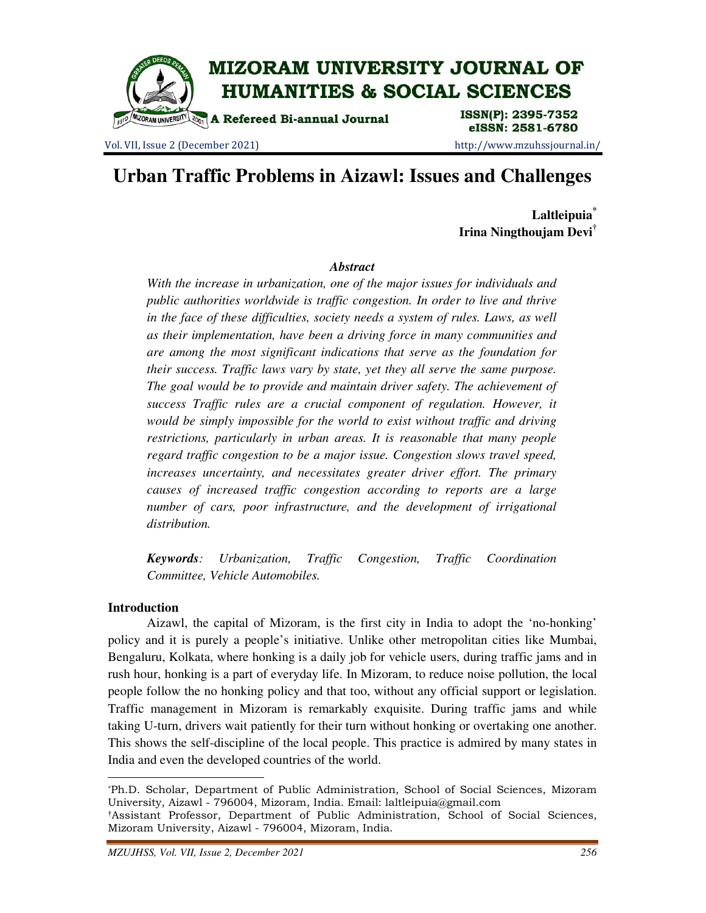# Urban Traffic Problems in Aizawl: Issues and Challenges

**Laltleipuia***
**Irina Ningthoujam Devi†**

### *Abstract*

*With the increase in urbanization, one of the major issues for individuals and public authorities worldwide is traffic congestion. In order to live and thrive in the face of these difficulties, society needs a system of rules. Laws, as well as their implementation, have been a driving force in many communities and are among the most significant indications that serve as the foundation for their success. Traffic laws vary by state, yet they all serve the same purpose. The goal would be to provide and maintain driver safety. The achievement of success Traffic rules are a crucial component of regulation. However, it would be simply impossible for the world to exist without traffic and driving restrictions, particularly in urban areas. It is reasonable that many people regard traffic congestion to be a major issue. Congestion slows travel speed, increases uncertainty, and necessitates greater driver effort. The primary causes of increased traffic congestion according to reports are a large number of cars, poor infrastructure, and the development of irrigational distribution.*

***Keywords**: Urbanization, Traffic Congestion, Traffic Coordination Committee, Vehicle Automobiles.*

## Introduction

Aizawl, the capital of Mizoram, is the first city in India to adopt the 'no-honking' policy and it is purely a people's initiative. Unlike other metropolitan cities like Mumbai, Bengaluru, Kolkata, where honking is a daily job for vehicle users, during traffic jams and in rush hour, honking is a part of everyday life. In Mizoram, to reduce noise pollution, the local people follow the no honking policy and that too, without any official support or legislation. Traffic management in Mizoram is remarkably exquisite. During traffic jams and while taking U-turn, drivers wait patiently for their turn without honking or overtaking one another. This shows the self-discipline of the local people. This practice is admired by many states in India and even the developed countries of the world.

---

*Ph.D. Scholar, Department of Public Administration, School of Social Sciences, Mizoram University, Aizawl - 796004, Mizoram, India. Email: laltleipuia@gmail.com

†Assistant Professor, Department of Public Administration, School of Social Sciences, Mizoram University, Aizawl - 796004, Mizoram, India.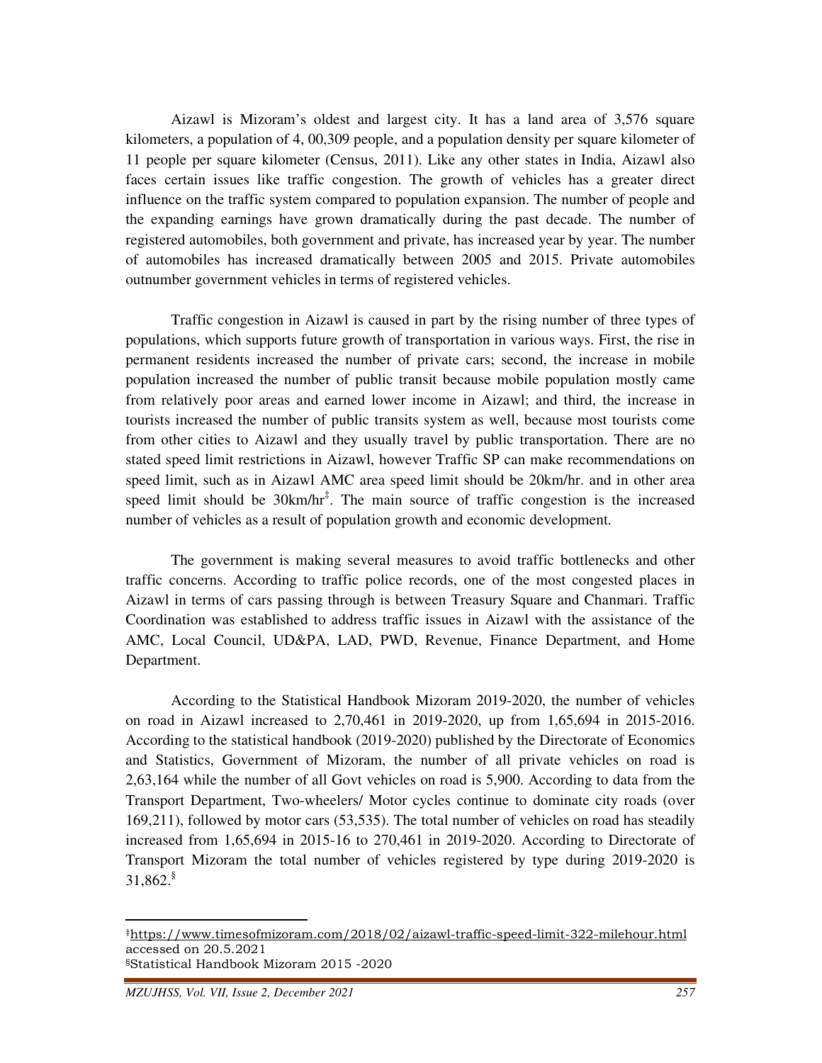Aizawl is Mizoram's oldest and largest city. It has a land area of 3,576 square kilometers, a population of 4, 00,309 people, and a population density per square kilometer of 11 people per square kilometer (Census, 2011). Like any other states in India, Aizawl also faces certain issues like traffic congestion. The growth of vehicles has a greater direct influence on the traffic system compared to population expansion. The number of people and the expanding earnings have grown dramatically during the past decade. The number of registered automobiles, both government and private, has increased year by year. The number of automobiles has increased dramatically between 2005 and 2015. Private automobiles outnumber government vehicles in terms of registered vehicles.

Traffic congestion in Aizawl is caused in part by the rising number of three types of populations, which supports future growth of transportation in various ways. First, the rise in permanent residents increased the number of private cars; second, the increase in mobile population increased the number of public transit because mobile population mostly came from relatively poor areas and earned lower income in Aizawl; and third, the increase in tourists increased the number of public transits system as well, because most tourists come from other cities to Aizawl and they usually travel by public transportation. There are no stated speed limit restrictions in Aizawl, however Traffic SP can make recommendations on speed limit, such as in Aizawl AMC area speed limit should be 20km/hr. and in other area speed limit should be 30km/hr[‡]. The main source of traffic congestion is the increased number of vehicles as a result of population growth and economic development.

The government is making several measures to avoid traffic bottlenecks and other traffic concerns. According to traffic police records, one of the most congested places in Aizawl in terms of cars passing through is between Treasury Square and Chanmari. Traffic Coordination was established to address traffic issues in Aizawl with the assistance of the AMC, Local Council, UD&PA, LAD, PWD, Revenue, Finance Department, and Home Department.

According to the Statistical Handbook Mizoram 2019-2020, the number of vehicles on road in Aizawl increased to 2,70,461 in 2019-2020, up from 1,65,694 in 2015-2016. According to the statistical handbook (2019-2020) published by the Directorate of Economics and Statistics, Government of Mizoram, the number of all private vehicles on road is 2,63,164 while the number of all Govt vehicles on road is 5,900. According to data from the Transport Department, Two-wheelers/ Motor cycles continue to dominate city roads (over 169,211), followed by motor cars (53,535). The total number of vehicles on road has steadily increased from 1,65,694 in 2015-16 to 270,461 in 2019-2020. According to Directorate of Transport Mizoram the total number of vehicles registered by type during 2019-2020 is 31,862.[§]

---

[‡] https://www.timesofmizoram.com/2018/02/aizawl-traffic-speed-limit-322-milehour.html accessed on 20.5.2021

[§] Statistical Handbook Mizoram 2015 -2020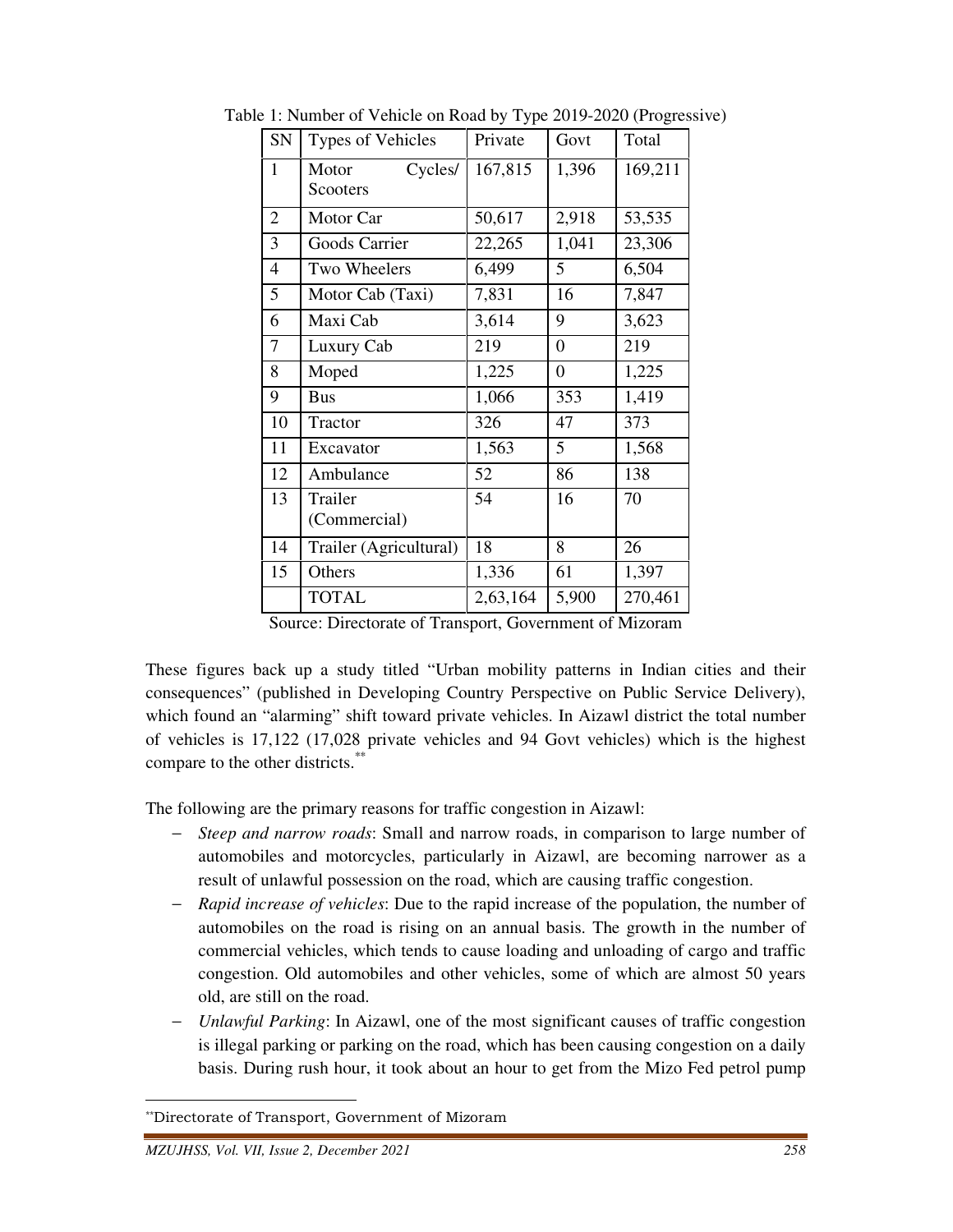Table 1: Number of Vehicle on Road by Type 2019-2020 (Progressive)

| SN | Types of Vehicles | Private | Govt | Total |
|---|---|---|---|---|
| 1 | Motor Cycles/ Scooters | 167,815 | 1,396 | 169,211 |
| 2 | Motor Car | 50,617 | 2,918 | 53,535 |
| 3 | Goods Carrier | 22,265 | 1,041 | 23,306 |
| 4 | Two Wheelers | 6,499 | 5 | 6,504 |
| 5 | Motor Cab (Taxi) | 7,831 | 16 | 7,847 |
| 6 | Maxi Cab | 3,614 | 9 | 3,623 |
| 7 | Luxury Cab | 219 | 0 | 219 |
| 8 | Moped | 1,225 | 0 | 1,225 |
| 9 | Bus | 1,066 | 353 | 1,419 |
| 10 | Tractor | 326 | 47 | 373 |
| 11 | Excavator | 1,563 | 5 | 1,568 |
| 12 | Ambulance | 52 | 86 | 138 |
| 13 | Trailer (Commercial) | 54 | 16 | 70 |
| 14 | Trailer (Agricultural) | 18 | 8 | 26 |
| 15 | Others | 1,336 | 61 | 1,397 |
| | TOTAL | 2,63,164 | 5,900 | 270,461 |

Source: Directorate of Transport, Government of Mizoram

These figures back up a study titled "Urban mobility patterns in Indian cities and their consequences" (published in Developing Country Perspective on Public Service Delivery), which found an "alarming" shift toward private vehicles. In Aizawl district the total number of vehicles is 17,122 (17,028 private vehicles and 94 Govt vehicles) which is the highest compare to the other districts.[**]

The following are the primary reasons for traffic congestion in Aizawl:

- *Steep and narrow roads*: Small and narrow roads, in comparison to large number of automobiles and motorcycles, particularly in Aizawl, are becoming narrower as a result of unlawful possession on the road, which are causing traffic congestion.
- *Rapid increase of vehicles*: Due to the rapid increase of the population, the number of automobiles on the road is rising on an annual basis. The growth in the number of commercial vehicles, which tends to cause loading and unloading of cargo and traffic congestion. Old automobiles and other vehicles, some of which are almost 50 years old, are still on the road.
- *Unlawful Parking*: In Aizawl, one of the most significant causes of traffic congestion is illegal parking or parking on the road, which has been causing congestion on a daily basis. During rush hour, it took about an hour to get from the Mizo Fed petrol pump

[**]Directorate of Transport, Government of Mizoram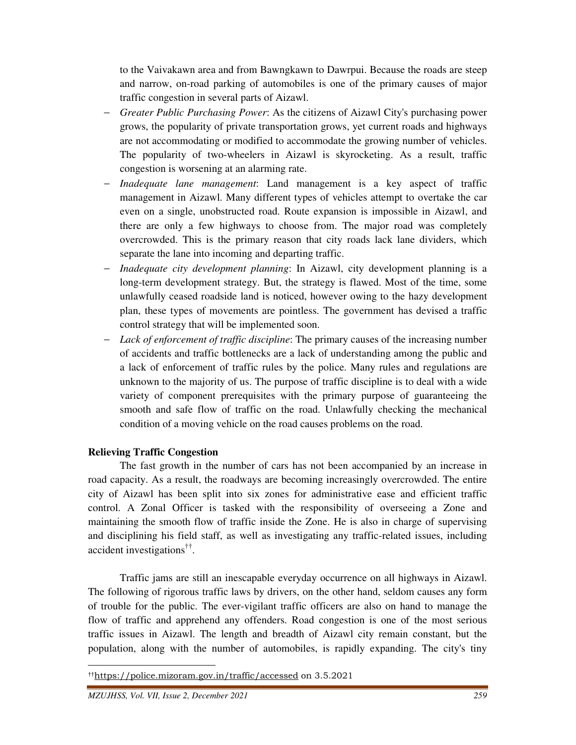to the Vaivakawn area and from Bawngkawn to Dawrpui. Because the roads are steep and narrow, on-road parking of automobiles is one of the primary causes of major traffic congestion in several parts of Aizawl.

- *Greater Public Purchasing Power*: As the citizens of Aizawl City's purchasing power grows, the popularity of private transportation grows, yet current roads and highways are not accommodating or modified to accommodate the growing number of vehicles. The popularity of two-wheelers in Aizawl is skyrocketing. As a result, traffic congestion is worsening at an alarming rate.
- *Inadequate lane management*: Land management is a key aspect of traffic management in Aizawl. Many different types of vehicles attempt to overtake the car even on a single, unobstructed road. Route expansion is impossible in Aizawl, and there are only a few highways to choose from. The major road was completely overcrowded. This is the primary reason that city roads lack lane dividers, which separate the lane into incoming and departing traffic.
- *Inadequate city development planning*: In Aizawl, city development planning is a long-term development strategy. But, the strategy is flawed. Most of the time, some unlawfully ceased roadside land is noticed, however owing to the hazy development plan, these types of movements are pointless. The government has devised a traffic control strategy that will be implemented soon.
- *Lack of enforcement of traffic discipline*: The primary causes of the increasing number of accidents and traffic bottlenecks are a lack of understanding among the public and a lack of enforcement of traffic rules by the police. Many rules and regulations are unknown to the majority of us. The purpose of traffic discipline is to deal with a wide variety of component prerequisites with the primary purpose of guaranteeing the smooth and safe flow of traffic on the road. Unlawfully checking the mechanical condition of a moving vehicle on the road causes problems on the road.

**Relieving Traffic Congestion**

The fast growth in the number of cars has not been accompanied by an increase in road capacity. As a result, the roadways are becoming increasingly overcrowded. The entire city of Aizawl has been split into six zones for administrative ease and efficient traffic control. A Zonal Officer is tasked with the responsibility of overseeing a Zone and maintaining the smooth flow of traffic inside the Zone. He is also in charge of supervising and disciplining his field staff, as well as investigating any traffic-related issues, including accident investigations[††].

Traffic jams are still an inescapable everyday occurrence on all highways in Aizawl. The following of rigorous traffic laws by drivers, on the other hand, seldom causes any form of trouble for the public. The ever-vigilant traffic officers are also on hand to manage the flow of traffic and apprehend any offenders. Road congestion is one of the most serious traffic issues in Aizawl. The length and breadth of Aizawl city remain constant, but the population, along with the number of automobiles, is rapidly expanding. The city's tiny

[††] https://police.mizoram.gov.in/traffic/accessed on 3.5.2021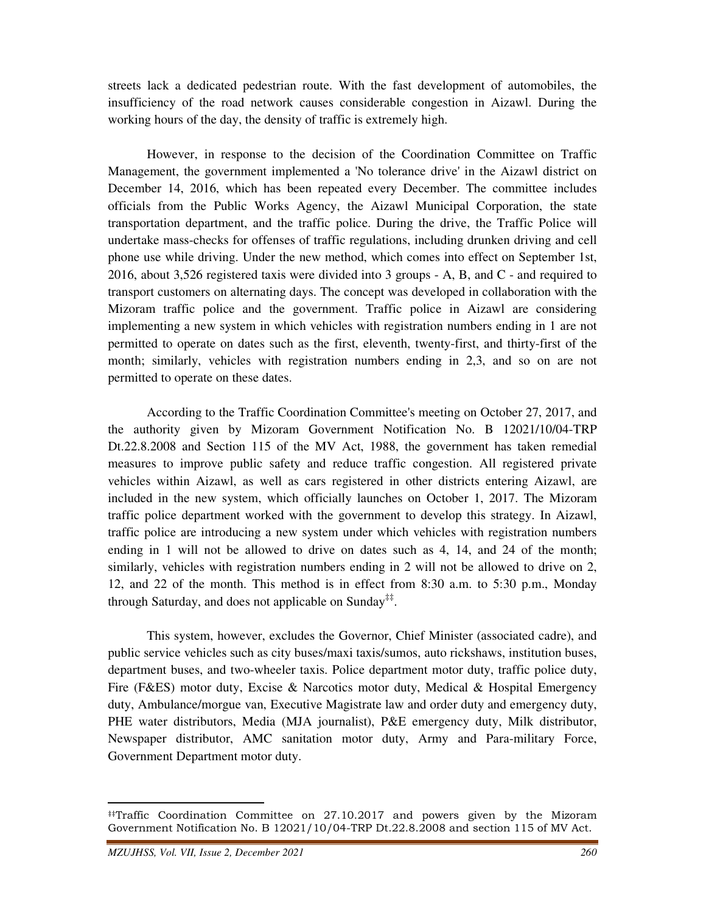streets lack a dedicated pedestrian route. With the fast development of automobiles, the insufficiency of the road network causes considerable congestion in Aizawl. During the working hours of the day, the density of traffic is extremely high.

However, in response to the decision of the Coordination Committee on Traffic Management, the government implemented a 'No tolerance drive' in the Aizawl district on December 14, 2016, which has been repeated every December. The committee includes officials from the Public Works Agency, the Aizawl Municipal Corporation, the state transportation department, and the traffic police. During the drive, the Traffic Police will undertake mass-checks for offenses of traffic regulations, including drunken driving and cell phone use while driving. Under the new method, which comes into effect on September 1st, 2016, about 3,526 registered taxis were divided into 3 groups - A, B, and C - and required to transport customers on alternating days. The concept was developed in collaboration with the Mizoram traffic police and the government. Traffic police in Aizawl are considering implementing a new system in which vehicles with registration numbers ending in 1 are not permitted to operate on dates such as the first, eleventh, twenty-first, and thirty-first of the month; similarly, vehicles with registration numbers ending in 2,3, and so on are not permitted to operate on these dates.

According to the Traffic Coordination Committee's meeting on October 27, 2017, and the authority given by Mizoram Government Notification No. B 12021/10/04-TRP Dt.22.8.2008 and Section 115 of the MV Act, 1988, the government has taken remedial measures to improve public safety and reduce traffic congestion. All registered private vehicles within Aizawl, as well as cars registered in other districts entering Aizawl, are included in the new system, which officially launches on October 1, 2017. The Mizoram traffic police department worked with the government to develop this strategy. In Aizawl, traffic police are introducing a new system under which vehicles with registration numbers ending in 1 will not be allowed to drive on dates such as 4, 14, and 24 of the month; similarly, vehicles with registration numbers ending in 2 will not be allowed to drive on 2, 12, and 22 of the month. This method is in effect from 8:30 a.m. to 5:30 p.m., Monday through Saturday, and does not applicable on Sunday[‡‡].

This system, however, excludes the Governor, Chief Minister (associated cadre), and public service vehicles such as city buses/maxi taxis/sumos, auto rickshaws, institution buses, department buses, and two-wheeler taxis. Police department motor duty, traffic police duty, Fire (F&ES) motor duty, Excise & Narcotics motor duty, Medical & Hospital Emergency duty, Ambulance/morgue van, Executive Magistrate law and order duty and emergency duty, PHE water distributors, Media (MJA journalist), P&E emergency duty, Milk distributor, Newspaper distributor, AMC sanitation motor duty, Army and Para-military Force, Government Department motor duty.

[‡‡]Traffic Coordination Committee on 27.10.2017 and powers given by the Mizoram Government Notification No. B 12021/10/04-TRP Dt.22.8.2008 and section 115 of MV Act.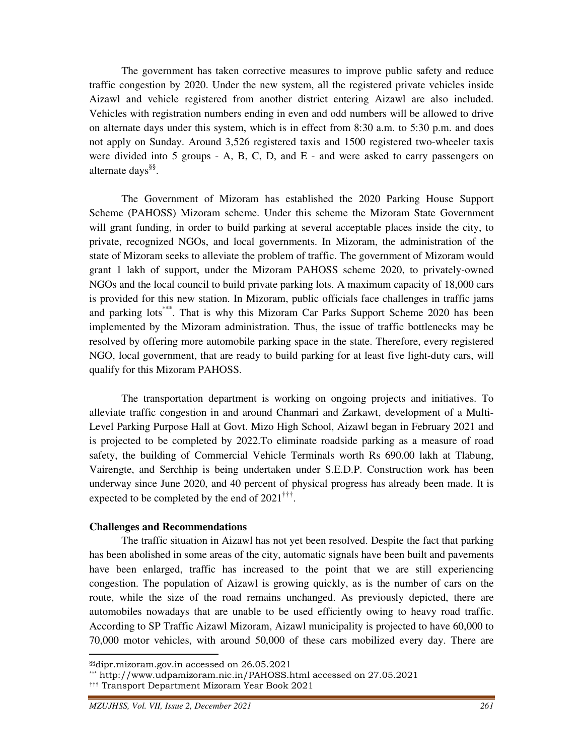The government has taken corrective measures to improve public safety and reduce traffic congestion by 2020. Under the new system, all the registered private vehicles inside Aizawl and vehicle registered from another district entering Aizawl are also included. Vehicles with registration numbers ending in even and odd numbers will be allowed to drive on alternate days under this system, which is in effect from 8:30 a.m. to 5:30 p.m. and does not apply on Sunday. Around 3,526 registered taxis and 1500 registered two-wheeler taxis were divided into 5 groups - A, B, C, D, and E - and were asked to carry passengers on alternate days[§§].

The Government of Mizoram has established the 2020 Parking House Support Scheme (PAHOSS) Mizoram scheme. Under this scheme the Mizoram State Government will grant funding, in order to build parking at several acceptable places inside the city, to private, recognized NGOs, and local governments. In Mizoram, the administration of the state of Mizoram seeks to alleviate the problem of traffic. The government of Mizoram would grant 1 lakh of support, under the Mizoram PAHOSS scheme 2020, to privately-owned NGOs and the local council to build private parking lots. A maximum capacity of 18,000 cars is provided for this new station. In Mizoram, public officials face challenges in traffic jams and parking lots[***]. That is why this Mizoram Car Parks Support Scheme 2020 has been implemented by the Mizoram administration. Thus, the issue of traffic bottlenecks may be resolved by offering more automobile parking space in the state. Therefore, every registered NGO, local government, that are ready to build parking for at least five light-duty cars, will qualify for this Mizoram PAHOSS.

The transportation department is working on ongoing projects and initiatives. To alleviate traffic congestion in and around Chanmari and Zarkawt, development of a Multi-Level Parking Purpose Hall at Govt. Mizo High School, Aizawl began in February 2021 and is projected to be completed by 2022.To eliminate roadside parking as a measure of road safety, the building of Commercial Vehicle Terminals worth Rs 690.00 lakh at Tlabung, Vairengte, and Serchhip is being undertaken under S.E.D.P. Construction work has been underway since June 2020, and 40 percent of physical progress has already been made. It is expected to be completed by the end of 2021[†††].

**Challenges and Recommendations**

The traffic situation in Aizawl has not yet been resolved. Despite the fact that parking has been abolished in some areas of the city, automatic signals have been built and pavements have been enlarged, traffic has increased to the point that we are still experiencing congestion. The population of Aizawl is growing quickly, as is the number of cars on the route, while the size of the road remains unchanged. As previously depicted, there are automobiles nowadays that are unable to be used efficiently owing to heavy road traffic. According to SP Traffic Aizawl Mizoram, Aizawl municipality is projected to have 60,000 to 70,000 motor vehicles, with around 50,000 of these cars mobilized every day. There are

---

[§§] dipr.mizoram.gov.in accessed on 26.05.2021

[***] http://www.udpamizoram.nic.in/PAHOSS.html accessed on 27.05.2021

[†††] Transport Department Mizoram Year Book 2021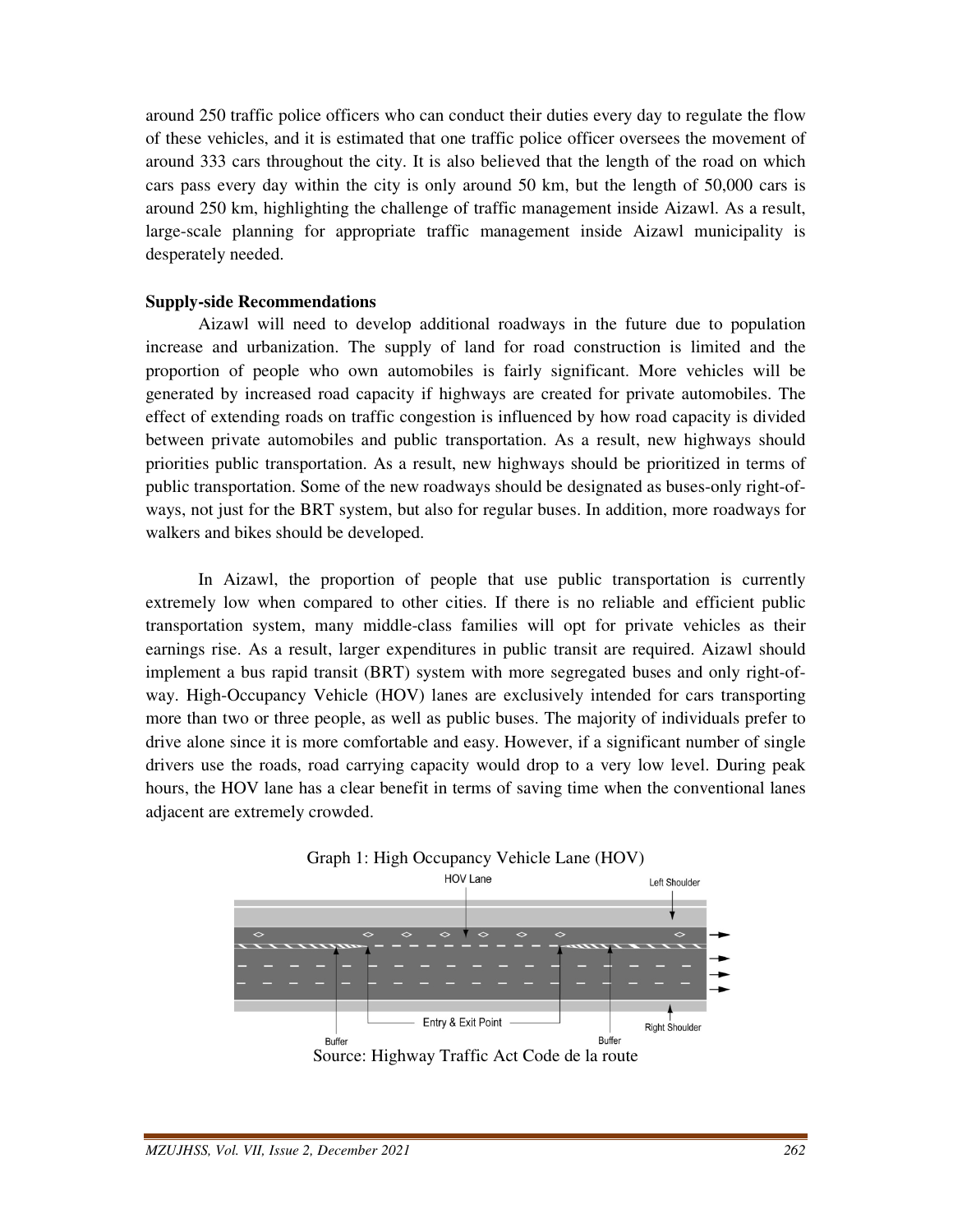around 250 traffic police officers who can conduct their duties every day to regulate the flow of these vehicles, and it is estimated that one traffic police officer oversees the movement of around 333 cars throughout the city. It is also believed that the length of the road on which cars pass every day within the city is only around 50 km, but the length of 50,000 cars is around 250 km, highlighting the challenge of traffic management inside Aizawl. As a result, large-scale planning for appropriate traffic management inside Aizawl municipality is desperately needed.

**Supply-side Recommendations**

Aizawl will need to develop additional roadways in the future due to population increase and urbanization. The supply of land for road construction is limited and the proportion of people who own automobiles is fairly significant. More vehicles will be generated by increased road capacity if highways are created for private automobiles. The effect of extending roads on traffic congestion is influenced by how road capacity is divided between private automobiles and public transportation. As a result, new highways should priorities public transportation. As a result, new highways should be prioritized in terms of public transportation. Some of the new roadways should be designated as buses-only right-of-ways, not just for the BRT system, but also for regular buses. In addition, more roadways for walkers and bikes should be developed.

In Aizawl, the proportion of people that use public transportation is currently extremely low when compared to other cities. If there is no reliable and efficient public transportation system, many middle-class families will opt for private vehicles as their earnings rise. As a result, larger expenditures in public transit are required. Aizawl should implement a bus rapid transit (BRT) system with more segregated buses and only right-of-way. High-Occupancy Vehicle (HOV) lanes are exclusively intended for cars transporting more than two or three people, as well as public buses. The majority of individuals prefer to drive alone since it is more comfortable and easy. However, if a significant number of single drivers use the roads, road carrying capacity would drop to a very low level. During peak hours, the HOV lane has a clear benefit in terms of saving time when the conventional lanes adjacent are extremely crowded.

Graph 1: High Occupancy Vehicle Lane (HOV)

HOV Lane | Left Shoulder | Buffer | Entry & Exit Point | Buffer | Right Shoulder

Source: Highway Traffic Act Code de la route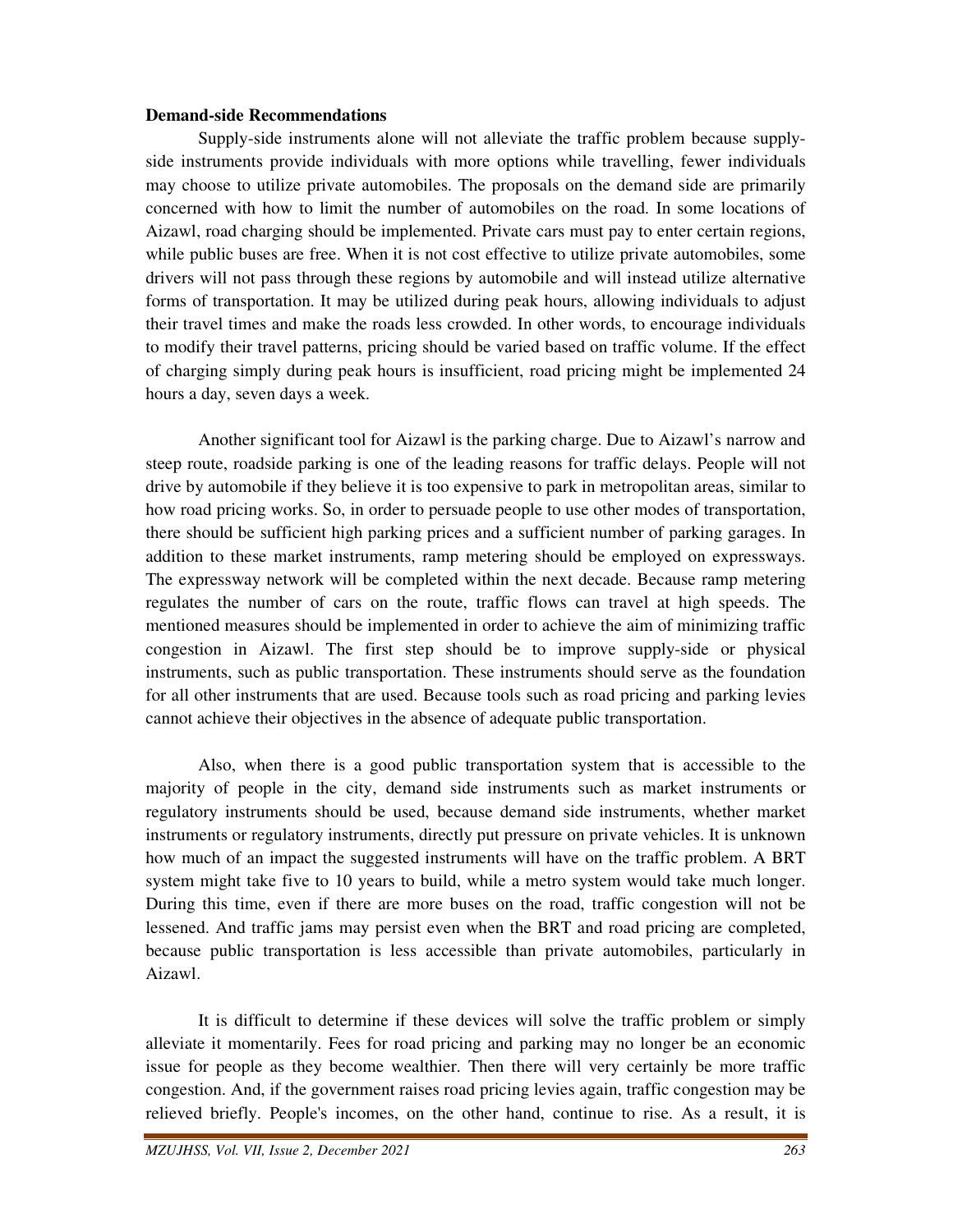**Demand-side Recommendations**

Supply-side instruments alone will not alleviate the traffic problem because supply-side instruments provide individuals with more options while travelling, fewer individuals may choose to utilize private automobiles. The proposals on the demand side are primarily concerned with how to limit the number of automobiles on the road. In some locations of Aizawl, road charging should be implemented. Private cars must pay to enter certain regions, while public buses are free. When it is not cost effective to utilize private automobiles, some drivers will not pass through these regions by automobile and will instead utilize alternative forms of transportation. It may be utilized during peak hours, allowing individuals to adjust their travel times and make the roads less crowded. In other words, to encourage individuals to modify their travel patterns, pricing should be varied based on traffic volume. If the effect of charging simply during peak hours is insufficient, road pricing might be implemented 24 hours a day, seven days a week.

Another significant tool for Aizawl is the parking charge. Due to Aizawl's narrow and steep route, roadside parking is one of the leading reasons for traffic delays. People will not drive by automobile if they believe it is too expensive to park in metropolitan areas, similar to how road pricing works. So, in order to persuade people to use other modes of transportation, there should be sufficient high parking prices and a sufficient number of parking garages. In addition to these market instruments, ramp metering should be employed on expressways. The expressway network will be completed within the next decade. Because ramp metering regulates the number of cars on the route, traffic flows can travel at high speeds. The mentioned measures should be implemented in order to achieve the aim of minimizing traffic congestion in Aizawl. The first step should be to improve supply-side or physical instruments, such as public transportation. These instruments should serve as the foundation for all other instruments that are used. Because tools such as road pricing and parking levies cannot achieve their objectives in the absence of adequate public transportation.

Also, when there is a good public transportation system that is accessible to the majority of people in the city, demand side instruments such as market instruments or regulatory instruments should be used, because demand side instruments, whether market instruments or regulatory instruments, directly put pressure on private vehicles. It is unknown how much of an impact the suggested instruments will have on the traffic problem. A BRT system might take five to 10 years to build, while a metro system would take much longer. During this time, even if there are more buses on the road, traffic congestion will not be lessened. And traffic jams may persist even when the BRT and road pricing are completed, because public transportation is less accessible than private automobiles, particularly in Aizawl.

It is difficult to determine if these devices will solve the traffic problem or simply alleviate it momentarily. Fees for road pricing and parking may no longer be an economic issue for people as they become wealthier. Then there will very certainly be more traffic congestion. And, if the government raises road pricing levies again, traffic congestion may be relieved briefly. People's incomes, on the other hand, continue to rise. As a result, it is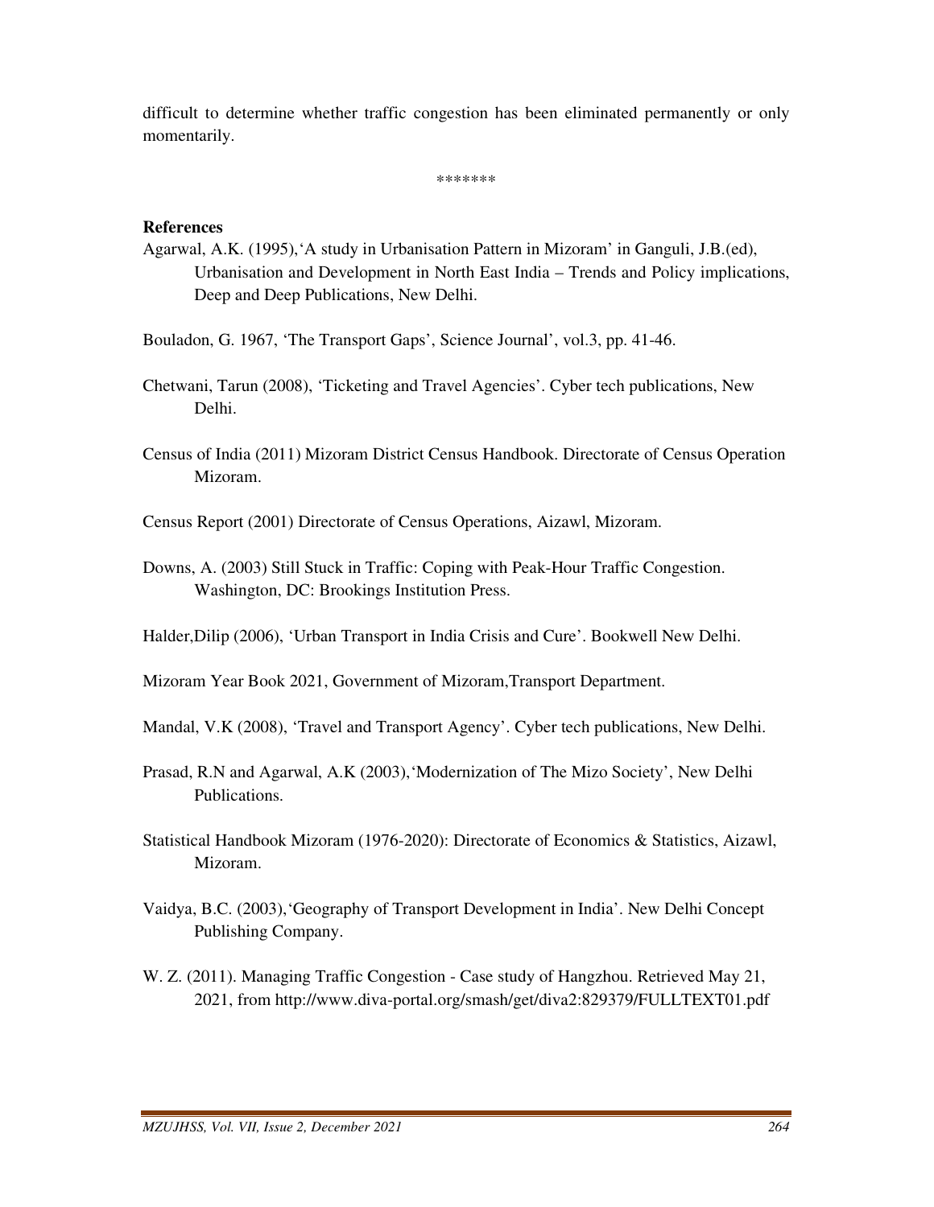difficult to determine whether traffic congestion has been eliminated permanently or only momentarily.

*******

**References**

Agarwal, A.K. (1995),'A study in Urbanisation Pattern in Mizoram' in Ganguli, J.B.(ed), Urbanisation and Development in North East India – Trends and Policy implications, Deep and Deep Publications, New Delhi.

Bouladon, G. 1967, 'The Transport Gaps', Science Journal', vol.3, pp. 41-46.

Chetwani, Tarun (2008), 'Ticketing and Travel Agencies'. Cyber tech publications, New Delhi.

Census of India (2011) Mizoram District Census Handbook. Directorate of Census Operation Mizoram.

Census Report (2001) Directorate of Census Operations, Aizawl, Mizoram.

Downs, A. (2003) Still Stuck in Traffic: Coping with Peak-Hour Traffic Congestion. Washington, DC: Brookings Institution Press.

Halder,Dilip (2006), 'Urban Transport in India Crisis and Cure'. Bookwell New Delhi.

Mizoram Year Book 2021, Government of Mizoram,Transport Department.

Mandal, V.K (2008), 'Travel and Transport Agency'. Cyber tech publications, New Delhi.

Prasad, R.N and Agarwal, A.K (2003),'Modernization of The Mizo Society', New Delhi Publications.

Statistical Handbook Mizoram (1976-2020): Directorate of Economics & Statistics, Aizawl, Mizoram.

Vaidya, B.C. (2003),'Geography of Transport Development in India'. New Delhi Concept Publishing Company.

W. Z. (2011). Managing Traffic Congestion - Case study of Hangzhou. Retrieved May 21, 2021, from http://www.diva-portal.org/smash/get/diva2:829379/FULLTEXT01.pdf